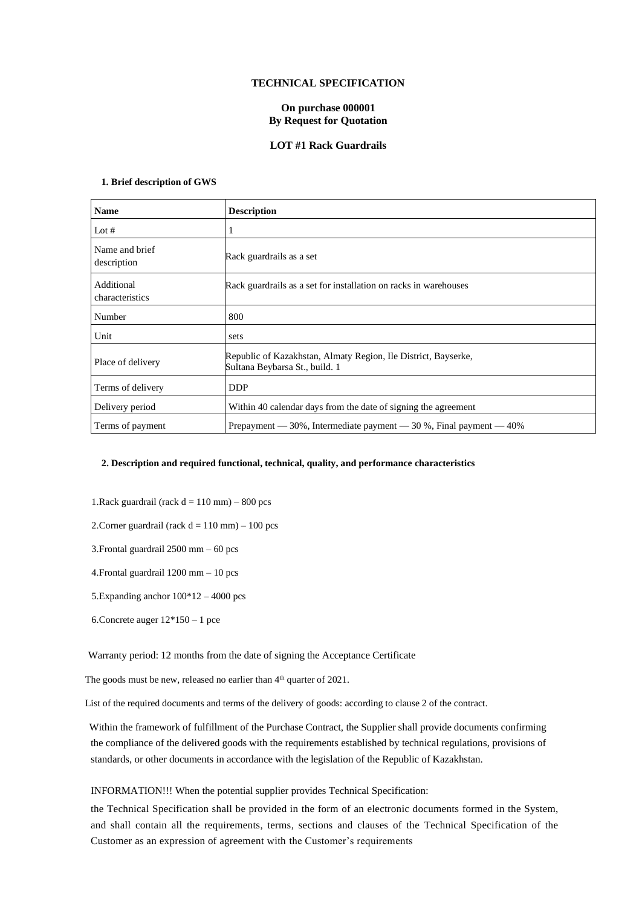**TECHNICAL SPECIFICATION**

**On purchase 000001**
**By Request for Quotation**

**LOT #1 Rack Guardrails**

**1. Brief description of GWS**

| Name | Description |
|---|---|
| Lot # | 1 |
| Name and brief description | Rack guardrails as a set |
| Additional characteristics | Rack guardrails as a set for installation on racks in warehouses |
| Number | 800 |
| Unit | sets |
| Place of delivery | Republic of Kazakhstan, Almaty Region, Ile District, Bayserke, Sultana Beybarsa St., build. 1 |
| Terms of delivery | DDP |
| Delivery period | Within 40 calendar days from the date of signing the agreement |
| Terms of payment | Prepayment — 30%, Intermediate payment — 30 %, Final payment — 40% |

**2. Description and required functional, technical, quality, and performance characteristics**

1.Rack guardrail (rack d = 110 mm) – 800 pcs

2.Corner guardrail (rack d = 110 mm) – 100 pcs

3.Frontal guardrail 2500 mm – 60 pcs

4.Frontal guardrail 1200 mm – 10 pcs

5.Expanding anchor 100*12 – 4000 pcs

6.Concrete auger 12*150 – 1 pce

Warranty period: 12 months from the date of signing the Acceptance Certificate

The goods must be new, released no earlier than 4th quarter of 2021.

List of the required documents and terms of the delivery of goods: according to clause 2 of the contract.

Within the framework of fulfillment of the Purchase Contract, the Supplier shall provide documents confirming the compliance of the delivered goods with the requirements established by technical regulations, provisions of standards, or other documents in accordance with the legislation of the Republic of Kazakhstan.

INFORMATION!!! When the potential supplier provides Technical Specification:

the Technical Specification shall be provided in the form of an electronic documents formed in the System, and shall contain all the requirements, terms, sections and clauses of the Technical Specification of the Customer as an expression of agreement with the Customer's requirements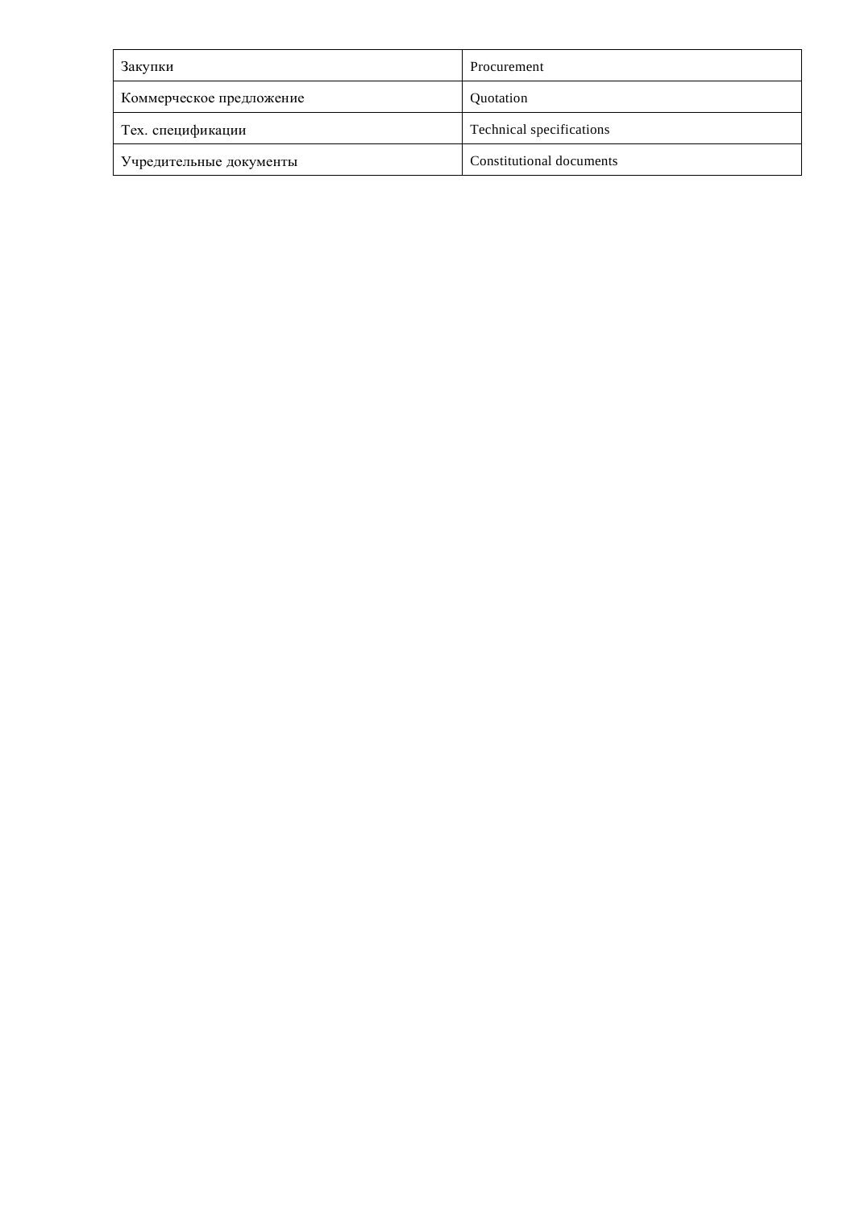| | |
|---|---|
| Закупки | Procurement |
| Коммерческое предложение | Quotation |
| Тех. спецификации | Technical specifications |
| Учредительные документы | Constitutional documents |